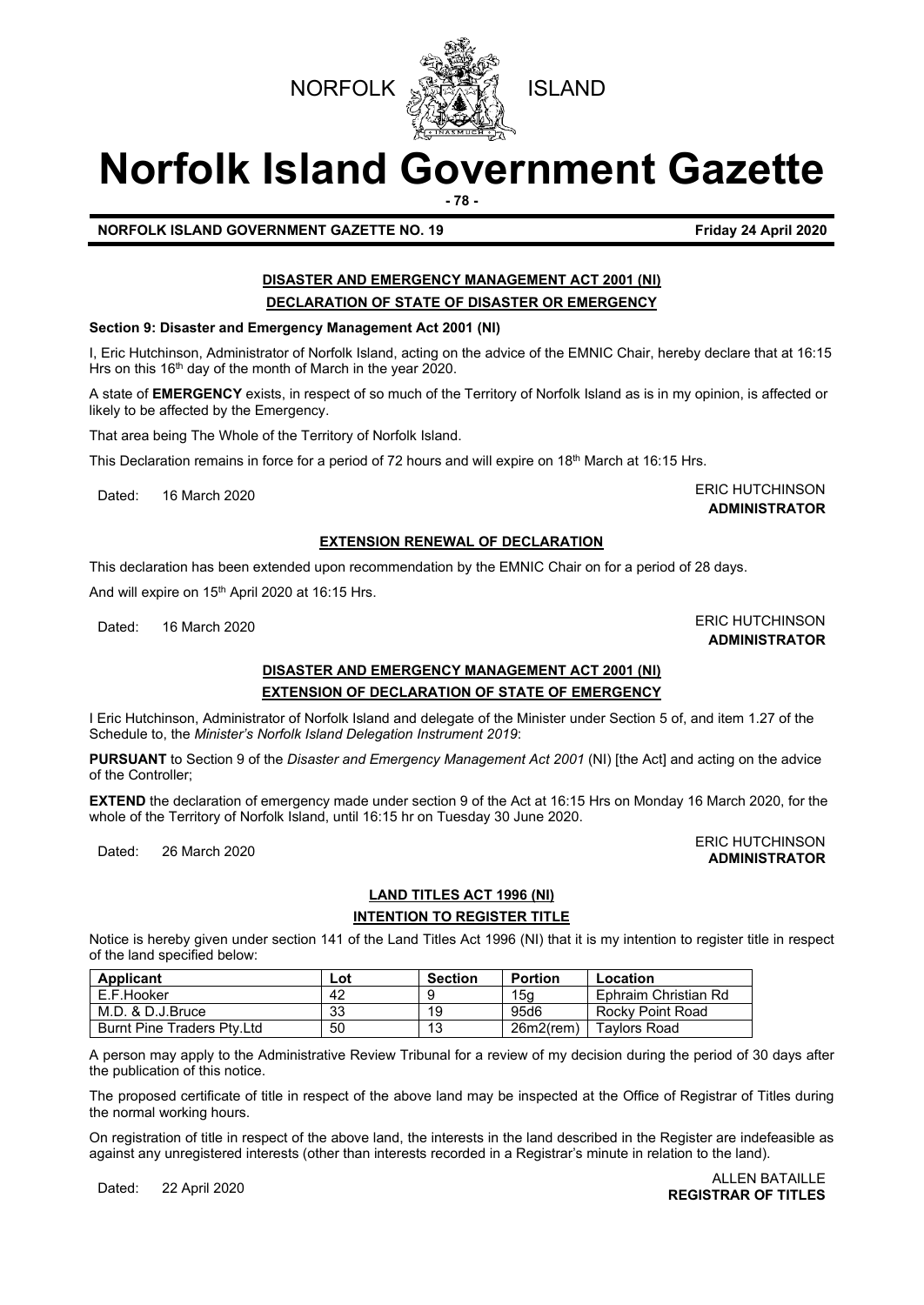NORFOLK ISLAND

# Norfolk Island Government Gazette

**NORFOLK ISLAND GOVERNMENT GAZETTE NO. 19** **Friday 24 April 2020**

## DISASTER AND EMERGENCY MANAGEMENT ACT 2001 (NI)

### DECLARATION OF STATE OF DISASTER OR EMERGENCY

**Section 9: Disaster and Emergency Management Act 2001 (NI)**

I, Eric Hutchinson, Administrator of Norfolk Island, acting on the advice of the EMNIC Chair, hereby declare that at 16:15 Hrs on this 16th day of the month of March in the year 2020.

A state of **EMERGENCY** exists, in respect of so much of the Territory of Norfolk Island as is in my opinion, is affected or likely to be affected by the Emergency.

That area being The Whole of the Territory of Norfolk Island.

This Declaration remains in force for a period of 72 hours and will expire on 18th March at 16:15 Hrs.

Dated: 16 March 2020

ERIC HUTCHINSON
**ADMINISTRATOR**

### EXTENSION RENEWAL OF DECLARATION

This declaration has been extended upon recommendation by the EMNIC Chair on for a period of 28 days.

And will expire on 15th April 2020 at 16:15 Hrs.

Dated: 16 March 2020

ERIC HUTCHINSON
**ADMINISTRATOR**

## DISASTER AND EMERGENCY MANAGEMENT ACT 2001 (NI)

### EXTENSION OF DECLARATION OF STATE OF EMERGENCY

I Eric Hutchinson, Administrator of Norfolk Island and delegate of the Minister under Section 5 of, and item 1.27 of the Schedule to, the *Minister's Norfolk Island Delegation Instrument 2019*:

**PURSUANT** to Section 9 of the *Disaster and Emergency Management Act 2001* (NI) [the Act] and acting on the advice of the Controller;

**EXTEND** the declaration of emergency made under section 9 of the Act at 16:15 Hrs on Monday 16 March 2020, for the whole of the Territory of Norfolk Island, until 16:15 hr on Tuesday 30 June 2020.

Dated: 26 March 2020

ERIC HUTCHINSON
**ADMINISTRATOR**

## LAND TITLES ACT 1996 (NI)

### INTENTION TO REGISTER TITLE

Notice is hereby given under section 141 of the Land Titles Act 1996 (NI) that it is my intention to register title in respect of the land specified below:

| Applicant | Lot | Section | Portion | Location |
|---|---|---|---|---|
| E.F.Hooker | 42 | 9 | 15g | Ephraim Christian Rd |
| M.D. & D.J.Bruce | 33 | 19 | 95d6 | Rocky Point Road |
| Burnt Pine Traders Pty.Ltd | 50 | 13 | 26m2(rem) | Taylors Road |

A person may apply to the Administrative Review Tribunal for a review of my decision during the period of 30 days after the publication of this notice.

The proposed certificate of title in respect of the above land may be inspected at the Office of Registrar of Titles during the normal working hours.

On registration of title in respect of the above land, the interests in the land described in the Register are indefeasible as against any unregistered interests (other than interests recorded in a Registrar's minute in relation to the land).

Dated: 22 April 2020

ALLEN BATAILLE
**REGISTRAR OF TITLES**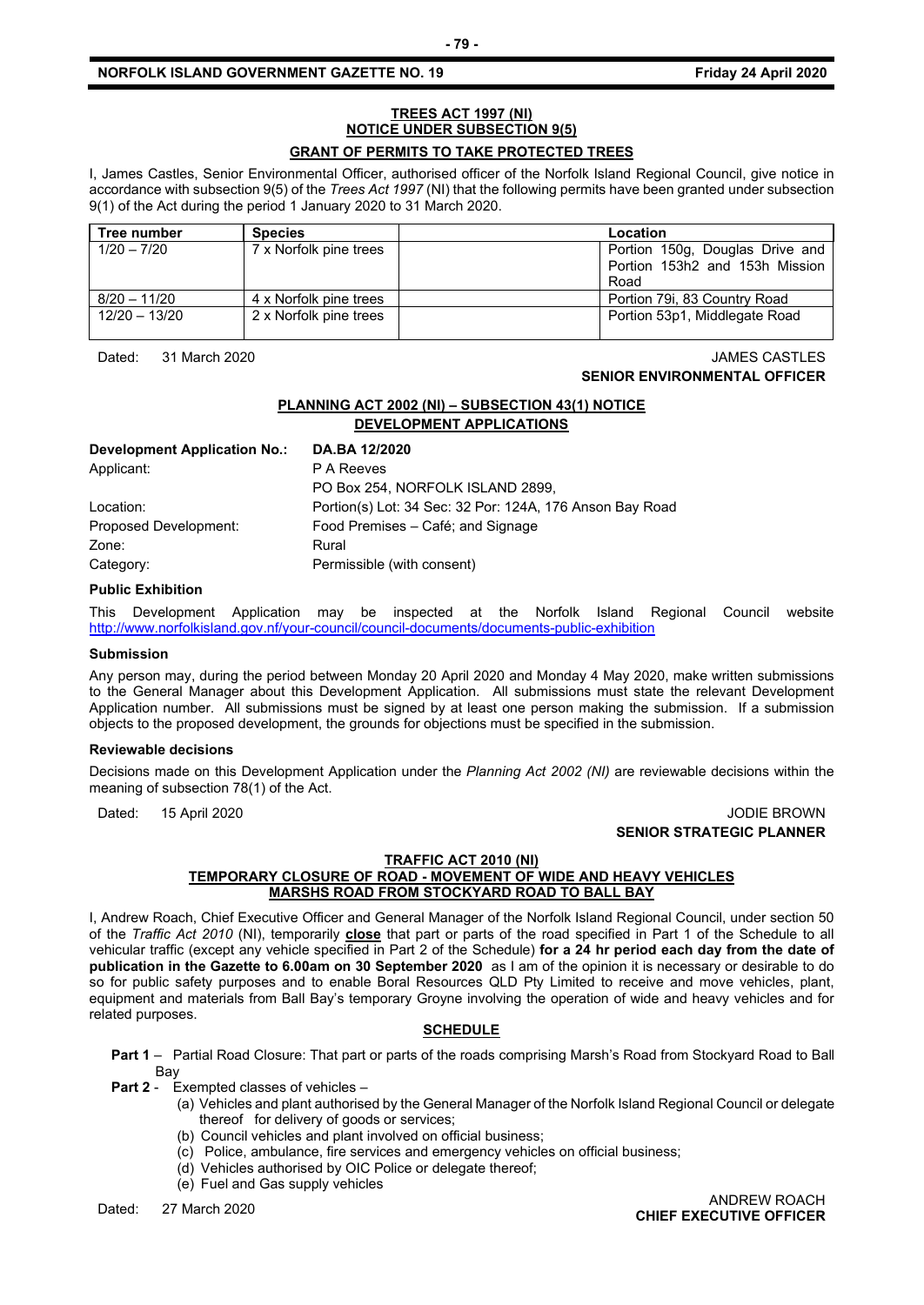**TREES ACT 1997 (NI)**
**NOTICE UNDER SUBSECTION 9(5)**

**GRANT OF PERMITS TO TAKE PROTECTED TREES**

I, James Castles, Senior Environmental Officer, authorised officer of the Norfolk Island Regional Council, give notice in accordance with subsection 9(5) of the *Trees Act 1997* (NI) that the following permits have been granted under subsection 9(1) of the Act during the period 1 January 2020 to 31 March 2020.

| Tree number | Species | | Location |
|---|---|---|---|
| 1/20 – 7/20 | 7 x Norfolk pine trees | | Portion 150g, Douglas Drive and Portion 153h2 and 153h Mission Road |
| 8/20 – 11/20 | 4 x Norfolk pine trees | | Portion 79i, 83 Country Road |
| 12/20 – 13/20 | 2 x Norfolk pine trees | | Portion 53p1, Middlegate Road |

Dated: 31 March 2020

JAMES CASTLES
**SENIOR ENVIRONMENTAL OFFICER**

**PLANNING ACT 2002 (NI) – SUBSECTION 43(1) NOTICE**
**DEVELOPMENT APPLICATIONS**

**Development Application No.:** **DA.BA 12/2020**
Applicant: P A Reeves
PO Box 254, NORFOLK ISLAND 2899,
Location: Portion(s) Lot: 34 Sec: 32 Por: 124A, 176 Anson Bay Road
Proposed Development: Food Premises – Café; and Signage
Zone: Rural
Category: Permissible (with consent)

**Public Exhibition**

This Development Application may be inspected at the Norfolk Island Regional Council website http://www.norfolkisland.gov.nf/your-council/council-documents/documents-public-exhibition

**Submission**

Any person may, during the period between Monday 20 April 2020 and Monday 4 May 2020, make written submissions to the General Manager about this Development Application. All submissions must state the relevant Development Application number. All submissions must be signed by at least one person making the submission. If a submission objects to the proposed development, the grounds for objections must be specified in the submission.

**Reviewable decisions**

Decisions made on this Development Application under the *Planning Act 2002 (NI)* are reviewable decisions within the meaning of subsection 78(1) of the Act.

Dated: 15 April 2020

JODIE BROWN
**SENIOR STRATEGIC PLANNER**

**TRAFFIC ACT 2010 (NI)**
**TEMPORARY CLOSURE OF ROAD - MOVEMENT OF WIDE AND HEAVY VEHICLES**
**MARSHS ROAD FROM STOCKYARD ROAD TO BALL BAY**

I, Andrew Roach, Chief Executive Officer and General Manager of the Norfolk Island Regional Council, under section 50 of the *Traffic Act 2010* (NI), temporarily **close** that part or parts of the road specified in Part 1 of the Schedule to all vehicular traffic (except any vehicle specified in Part 2 of the Schedule) **for a 24 hr period each day from the date of publication in the Gazette to 6.00am on 30 September 2020** as I am of the opinion it is necessary or desirable to do so for public safety purposes and to enable Boral Resources QLD Pty Limited to receive and move vehicles, plant, equipment and materials from Ball Bay's temporary Groyne involving the operation of wide and heavy vehicles and for related purposes.

**SCHEDULE**

**Part 1** – Partial Road Closure: That part or parts of the roads comprising Marsh's Road from Stockyard Road to Ball Bay

**Part 2** - Exempted classes of vehicles –

(a) Vehicles and plant authorised by the General Manager of the Norfolk Island Regional Council or delegate thereof for delivery of goods or services;
(b) Council vehicles and plant involved on official business;
(c) Police, ambulance, fire services and emergency vehicles on official business;
(d) Vehicles authorised by OIC Police or delegate thereof;
(e) Fuel and Gas supply vehicles

Dated: 27 March 2020

ANDREW ROACH
**CHIEF EXECUTIVE OFFICER**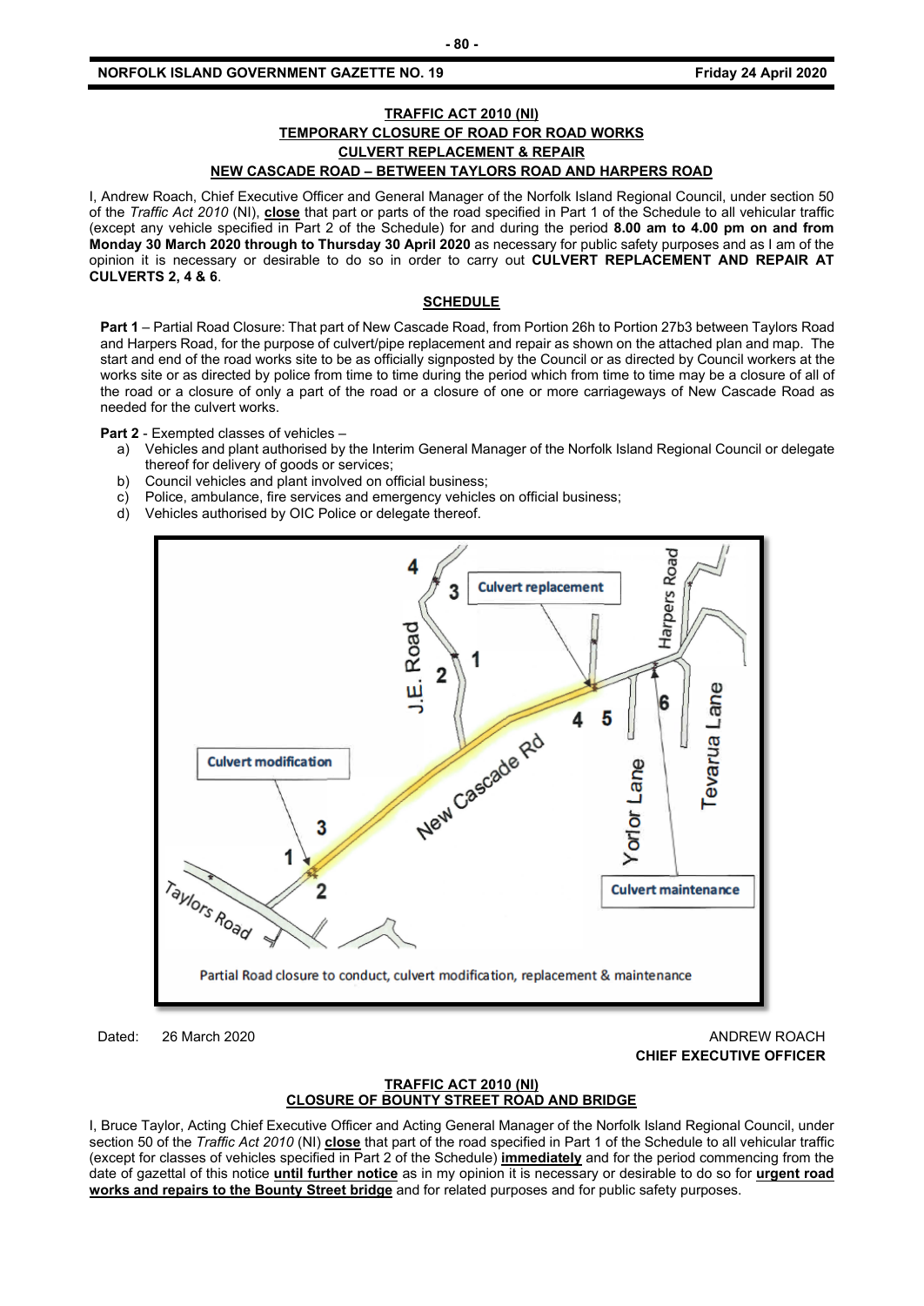**TRAFFIC ACT 2010 (NI)**
**TEMPORARY CLOSURE OF ROAD FOR ROAD WORKS**
**CULVERT REPLACEMENT & REPAIR**
**NEW CASCADE ROAD – BETWEEN TAYLORS ROAD AND HARPERS ROAD**

I, Andrew Roach, Chief Executive Officer and General Manager of the Norfolk Island Regional Council, under section 50 of the *Traffic Act 2010* (NI), **close** that part or parts of the road specified in Part 1 of the Schedule to all vehicular traffic (except any vehicle specified in Part 2 of the Schedule) for and during the period **8.00 am to 4.00 pm on and from Monday 30 March 2020 through to Thursday 30 April 2020** as necessary for public safety purposes and as I am of the opinion it is necessary or desirable to do so in order to carry out **CULVERT REPLACEMENT AND REPAIR AT CULVERTS 2, 4 & 6**.

**SCHEDULE**

**Part 1** – Partial Road Closure: That part of New Cascade Road, from Portion 26h to Portion 27b3 between Taylors Road and Harpers Road, for the purpose of culvert/pipe replacement and repair as shown on the attached plan and map. The start and end of the road works site to be as officially signposted by the Council or as directed by Council workers at the works site or as directed by police from time to time during the period which from time to time may be a closure of all of the road or a closure of only a part of the road or a closure of one or more carriageways of New Cascade Road as needed for the culvert works.

**Part 2** - Exempted classes of vehicles –

a) Vehicles and plant authorised by the Interim General Manager of the Norfolk Island Regional Council or delegate thereof for delivery of goods or services;
b) Council vehicles and plant involved on official business;
c) Police, ambulance, fire services and emergency vehicles on official business;
d) Vehicles authorised by OIC Police or delegate thereof.

Partial Road closure to conduct, culvert modification, replacement & maintenance

Dated: 26 March 2020

ANDREW ROACH
**CHIEF EXECUTIVE OFFICER**

**TRAFFIC ACT 2010 (NI)**
**CLOSURE OF BOUNTY STREET ROAD AND BRIDGE**

I, Bruce Taylor, Acting Chief Executive Officer and Acting General Manager of the Norfolk Island Regional Council, under section 50 of the *Traffic Act 2010* (NI) **close** that part of the road specified in Part 1 of the Schedule to all vehicular traffic (except for classes of vehicles specified in Part 2 of the Schedule) **immediately** and for the period commencing from the date of gazettal of this notice **until further notice** as in my opinion it is necessary or desirable to do so for **urgent road works and repairs to the Bounty Street bridge** and for related purposes and for public safety purposes.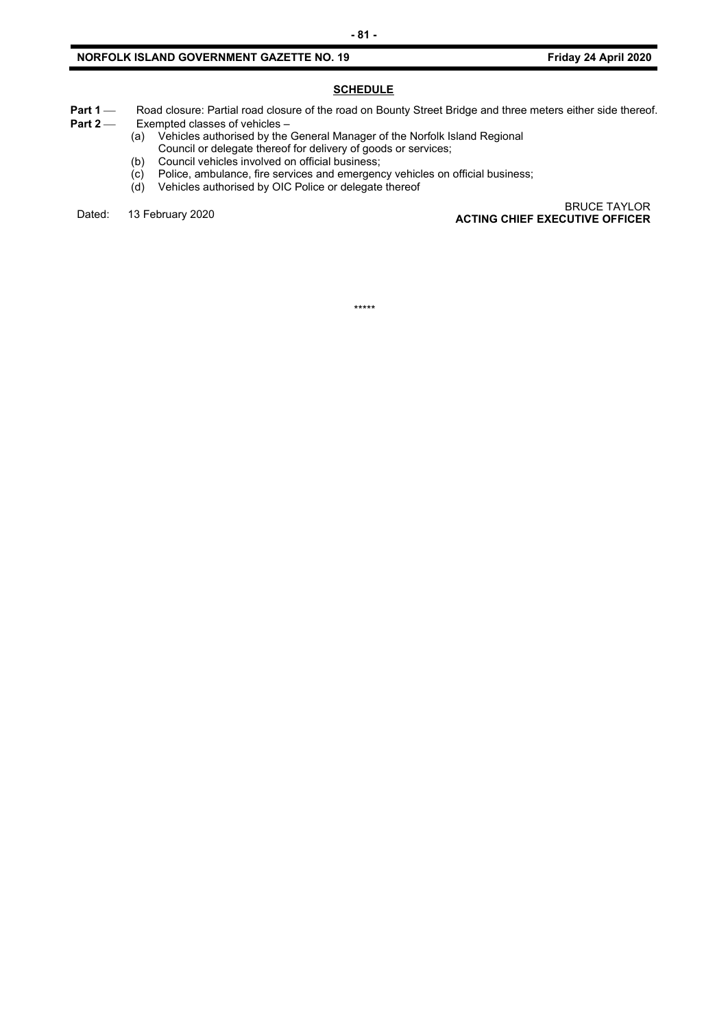## SCHEDULE

**Part 1** — Road closure: Partial road closure of the road on Bounty Street Bridge and three meters either side thereof.

**Part 2** — Exempted classes of vehicles –

(a) Vehicles authorised by the General Manager of the Norfolk Island Regional Council or delegate thereof for delivery of goods or services;
(b) Council vehicles involved on official business;
(c) Police, ambulance, fire services and emergency vehicles on official business;
(d) Vehicles authorised by OIC Police or delegate thereof

Dated: 13 February 2020

BRUCE TAYLOR
**ACTING CHIEF EXECUTIVE OFFICER**

*****